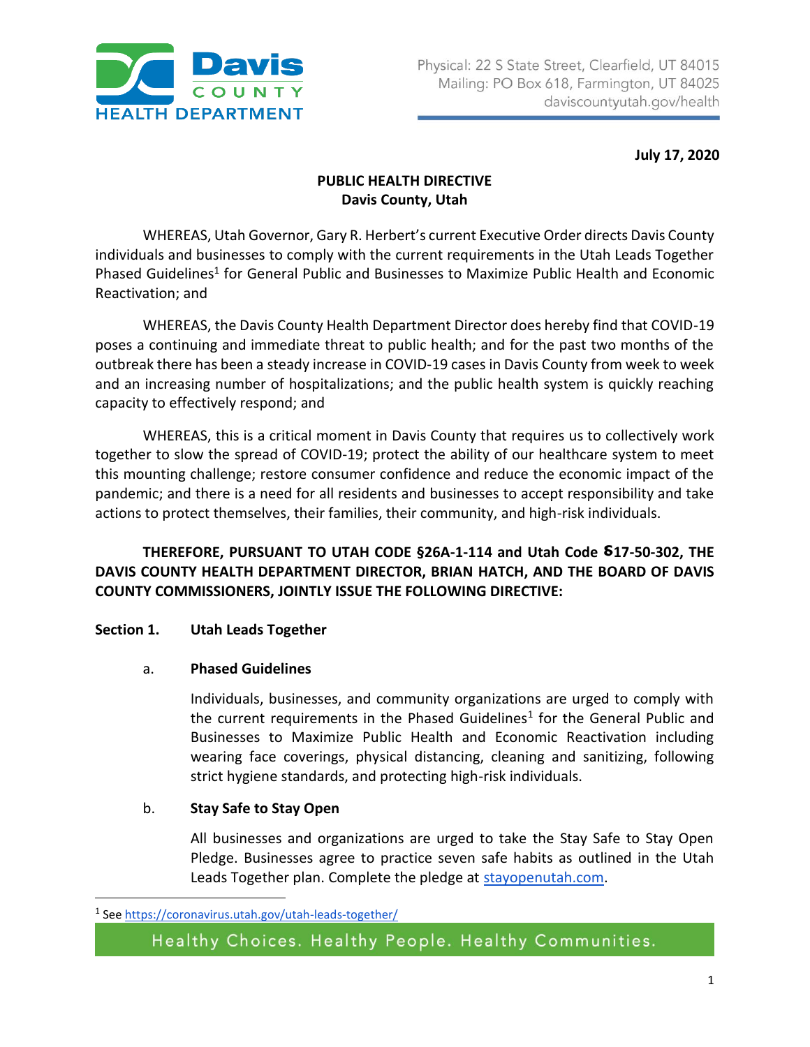Physical: 22 S State Street, Clearfield, UT 84015
Mailing: PO Box 618, Farmington, UT 84025
daviscountyutah.gov/health

**July 17, 2020**

**PUBLIC HEALTH DIRECTIVE**
**Davis County, Utah**

WHEREAS, Utah Governor, Gary R. Herbert's current Executive Order directs Davis County individuals and businesses to comply with the current requirements in the Utah Leads Together Phased Guidelines[1] for General Public and Businesses to Maximize Public Health and Economic Reactivation; and

WHEREAS, the Davis County Health Department Director does hereby find that COVID-19 poses a continuing and immediate threat to public health; and for the past two months of the outbreak there has been a steady increase in COVID-19 cases in Davis County from week to week and an increasing number of hospitalizations; and the public health system is quickly reaching capacity to effectively respond; and

WHEREAS, this is a critical moment in Davis County that requires us to collectively work together to slow the spread of COVID-19; protect the ability of our healthcare system to meet this mounting challenge; restore consumer confidence and reduce the economic impact of the pandemic; and there is a need for all residents and businesses to accept responsibility and take actions to protect themselves, their families, their community, and high-risk individuals.

**THEREFORE, PURSUANT TO UTAH CODE §26A-1-114 and Utah Code §17-50-302, THE DAVIS COUNTY HEALTH DEPARTMENT DIRECTOR, BRIAN HATCH, AND THE BOARD OF DAVIS COUNTY COMMISSIONERS, JOINTLY ISSUE THE FOLLOWING DIRECTIVE:**

**Section 1. Utah Leads Together**

a. **Phased Guidelines**

Individuals, businesses, and community organizations are urged to comply with the current requirements in the Phased Guidelines[1] for the General Public and Businesses to Maximize Public Health and Economic Reactivation including wearing face coverings, physical distancing, cleaning and sanitizing, following strict hygiene standards, and protecting high-risk individuals.

b. **Stay Safe to Stay Open**

All businesses and organizations are urged to take the Stay Safe to Stay Open Pledge. Businesses agree to practice seven safe habits as outlined in the Utah Leads Together plan. Complete the pledge at stayopenutah.com.

[1] See https://coronavirus.utah.gov/utah-leads-together/

Healthy Choices. Healthy People. Healthy Communities.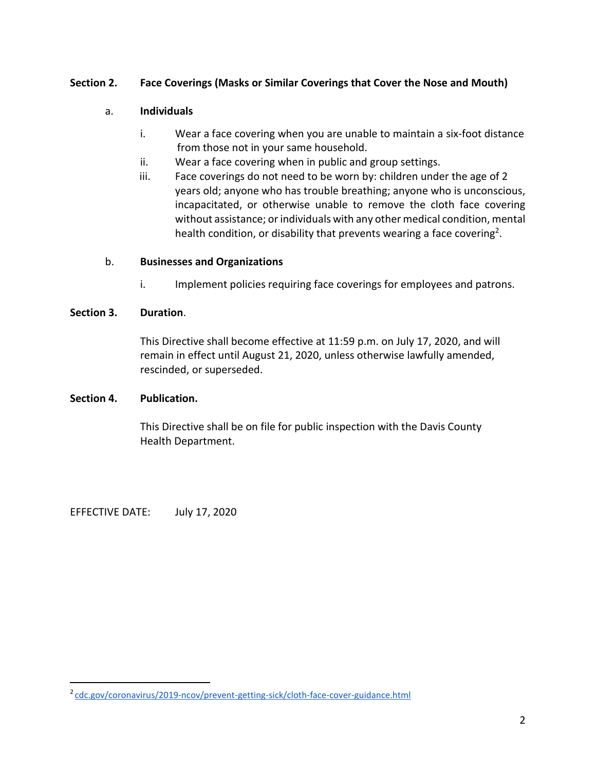## Section 2. Face Coverings (Masks or Similar Coverings that Cover the Nose and Mouth)

a. **Individuals**

i. Wear a face covering when you are unable to maintain a six-foot distance from those not in your same household.

ii. Wear a face covering when in public and group settings.

iii. Face coverings do not need to be worn by: children under the age of 2 years old; anyone who has trouble breathing; anyone who is unconscious, incapacitated, or otherwise unable to remove the cloth face covering without assistance; or individuals with any other medical condition, mental health condition, or disability that prevents wearing a face covering[2].

b. **Businesses and Organizations**

i. Implement policies requiring face coverings for employees and patrons.

## Section 3. Duration.

This Directive shall become effective at 11:59 p.m. on July 17, 2020, and will remain in effect until August 21, 2020, unless otherwise lawfully amended, rescinded, or superseded.

## Section 4. Publication.

This Directive shall be on file for public inspection with the Davis County Health Department.

EFFECTIVE DATE: July 17, 2020

---

[2] cdc.gov/coronavirus/2019-ncov/prevent-getting-sick/cloth-face-cover-guidance.html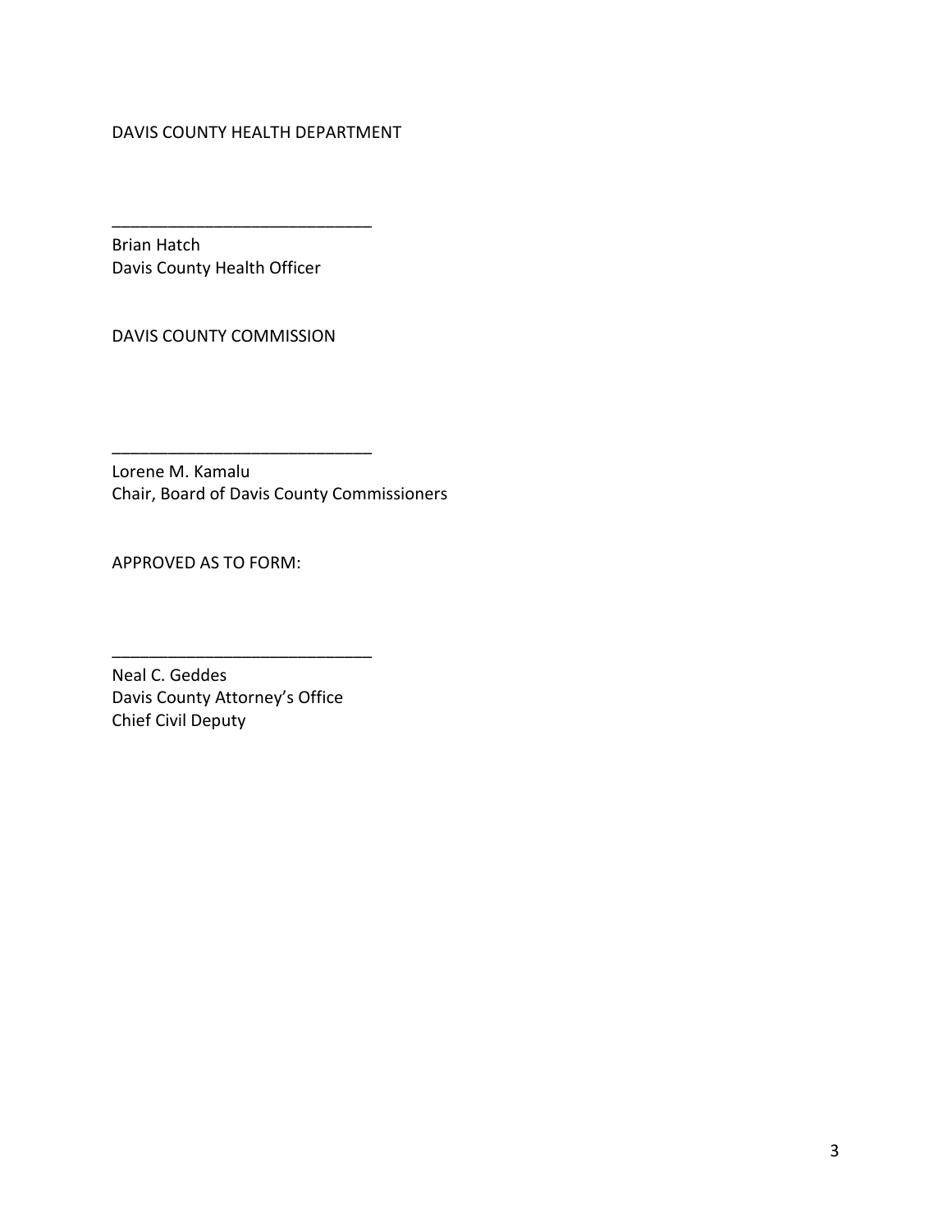DAVIS COUNTY HEALTH DEPARTMENT

____________________________

Brian Hatch
Davis County Health Officer

DAVIS COUNTY COMMISSION

____________________________

Lorene M. Kamalu
Chair, Board of Davis County Commissioners

APPROVED AS TO FORM:

____________________________

Neal C. Geddes
Davis County Attorney's Office
Chief Civil Deputy